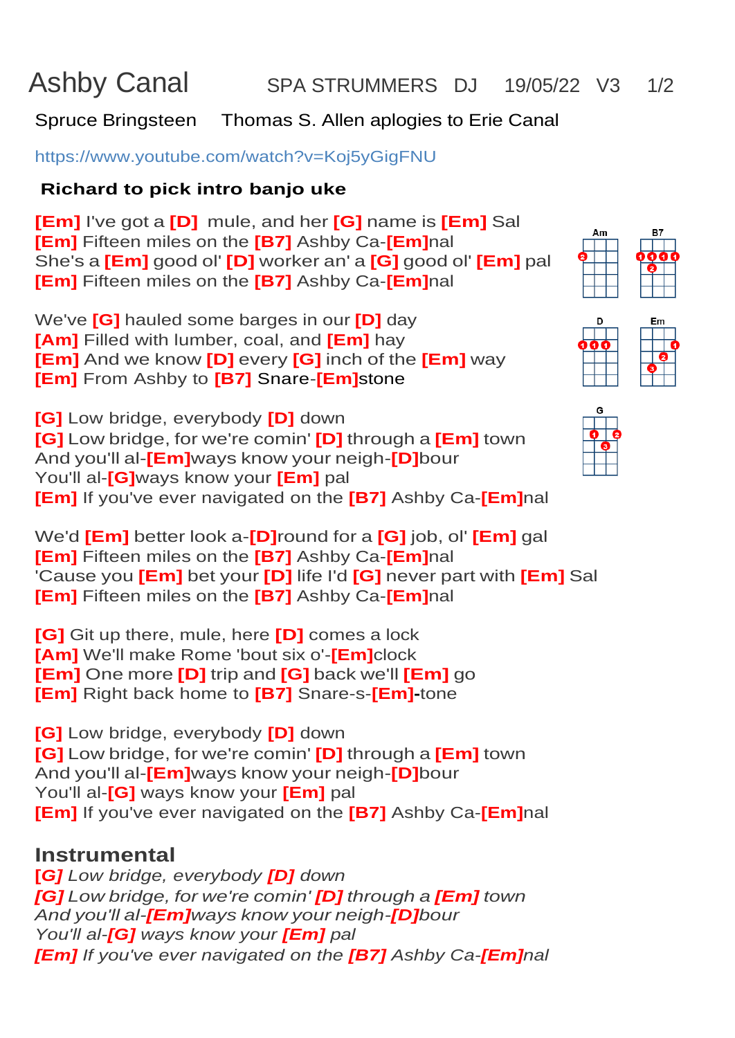# Ashby Canal

SPA STRUMMERS DJ 19/05/22 V3 1/2

Spruce Bringsteen Thomas S. Allen aplogies to Erie Canal

https://www.youtube.com/watch?v=Koj5yGigFNU

**Richard to pick intro banjo uke**

[Em] I've got a [D] mule, and her [G] name is [Em] Sal
[Em] Fifteen miles on the [B7] Ashby Ca-[Em]nal
She's a [Em] good ol' [D] worker an' a [G] good ol' [Em] pal
[Em] Fifteen miles on the [B7] Ashby Ca-[Em]nal

We've [G] hauled some barges in our [D] day
[Am] Filled with lumber, coal, and [Em] hay
[Em] And we know [D] every [G] inch of the [Em] way
[Em] From Ashby to [B7] Snare-[Em]stone

[G] Low bridge, everybody [D] down
[G] Low bridge, for we're comin' [D] through a [Em] town
And you'll al-[Em]ways know your neigh-[D]bour
You'll al-[G]ways know your [Em] pal
[Em] If you've ever navigated on the [B7] Ashby Ca-[Em]nal

We'd [Em] better look a-[D]round for a [G] job, ol' [Em] gal
[Em] Fifteen miles on the [B7] Ashby Ca-[Em]nal
'Cause you [Em] bet your [D] life I'd [G] never part with [Em] Sal
[Em] Fifteen miles on the [B7] Ashby Ca-[Em]nal

[G] Git up there, mule, here [D] comes a lock
[Am] We'll make Rome 'bout six o'-[Em]clock
[Em] One more [D] trip and [G] back we'll [Em] go
[Em] Right back home to [B7] Snare-s-[Em]-tone

[G] Low bridge, everybody [D] down
[G] Low bridge, for we're comin' [D] through a [Em] town
And you'll al-[Em]ways know your neigh-[D]bour
You'll al-[G] ways know your [Em] pal
[Em] If you've ever navigated on the [B7] Ashby Ca-[Em]nal

## Instrumental

*[G] Low bridge, everybody [D] down*
*[G] Low bridge, for we're comin' [D] through a [Em] town*
*And you'll al-[Em]ways know your neigh-[D]bour*
*You'll al-[G] ways know your [Em] pal*
*[Em] If you've ever navigated on the [B7] Ashby Ca-[Em]nal*

Am B7 D Em G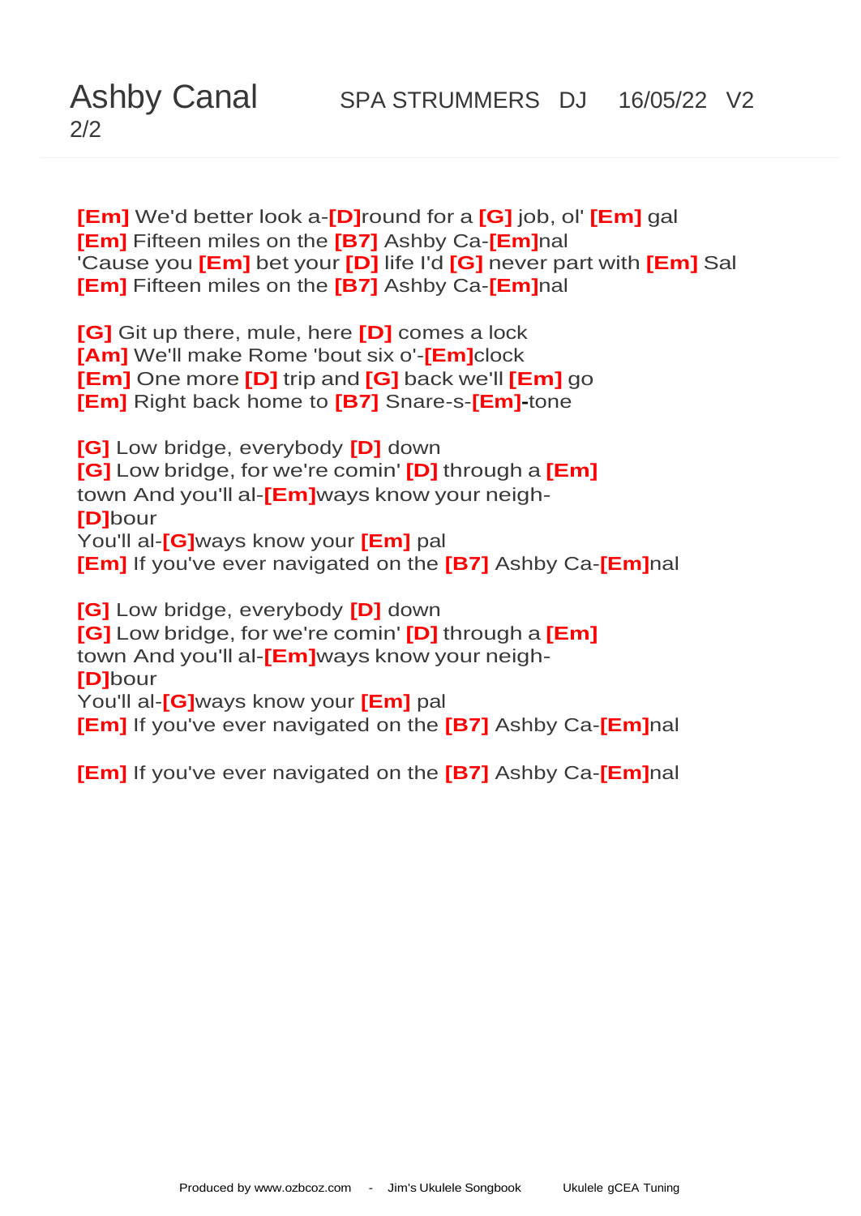# Ashby Canal

SPA STRUMMERS DJ 16/05/22 V2

[Em] We'd better look a-[D]round for a [G] job, ol' [Em] gal
[Em] Fifteen miles on the [B7] Ashby Ca-[Em]nal
'Cause you [Em] bet your [D] life I'd [G] never part with [Em] Sal
[Em] Fifteen miles on the [B7] Ashby Ca-[Em]nal

[G] Git up there, mule, here [D] comes a lock
[Am] We'll make Rome 'bout six o'-[Em]clock
[Em] One more [D] trip and [G] back we'll [Em] go
[Em] Right back home to [B7] Snare-s-[Em]-tone

[G] Low bridge, everybody [D] down
[G] Low bridge, for we're comin' [D] through a [Em]
town And you'll al-[Em]ways know your neigh-
[D]bour
You'll al-[G]ways know your [Em] pal
[Em] If you've ever navigated on the [B7] Ashby Ca-[Em]nal

[G] Low bridge, everybody [D] down
[G] Low bridge, for we're comin' [D] through a [Em]
town And you'll al-[Em]ways know your neigh-
[D]bour
You'll al-[G]ways know your [Em] pal
[Em] If you've ever navigated on the [B7] Ashby Ca-[Em]nal

[Em] If you've ever navigated on the [B7] Ashby Ca-[Em]nal

Produced by www.ozbcoz.com - Jim's Ukulele Songbook Ukulele gCEA Tuning